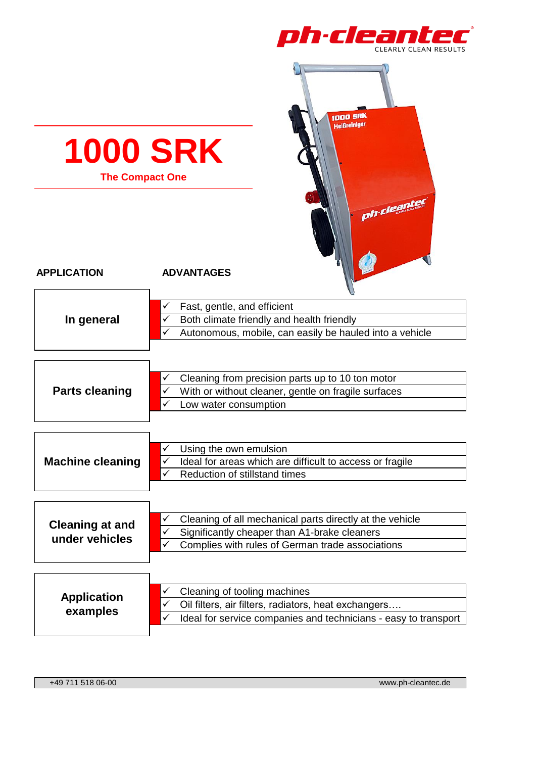# 1000 SRK

**The Compact One**

| APPLICATION | ADVANTAGES |
|---|---|
| **In general** | ✓ Fast, gentle, and efficient<br>✓ Both climate friendly and health friendly<br>✓ Autonomous, mobile, can easily be hauled into a vehicle |
| **Parts cleaning** | ✓ Cleaning from precision parts up to 10 ton motor<br>✓ With or without cleaner, gentle on fragile surfaces<br>✓ Low water consumption |
| **Machine cleaning** | ✓ Using the own emulsion<br>✓ Ideal for areas which are difficult to access or fragile<br>✓ Reduction of stillstand times |
| **Cleaning at and under vehicles** | ✓ Cleaning of all mechanical parts directly at the vehicle<br>✓ Significantly cheaper than A1-brake cleaners<br>✓ Complies with rules of German trade associations |
| **Application examples** | ✓ Cleaning of tooling machines<br>✓ Oil filters, air filters, radiators, heat exchangers….<br>✓ Ideal for service companies and technicians - easy to transport |

+49 711 518 06-00 www.ph-cleantec.de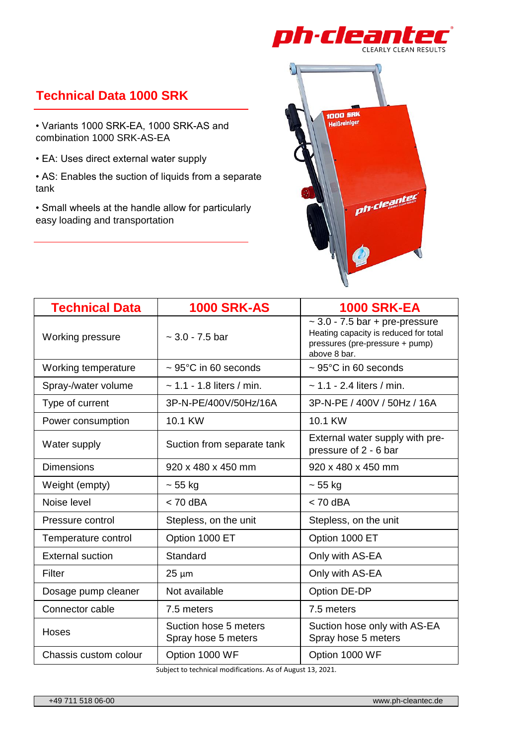## Technical Data 1000 SRK

- Variants 1000 SRK-EA, 1000 SRK-AS and combination 1000 SRK-AS-EA
- EA: Uses direct external water supply
- AS: Enables the suction of liquids from a separate tank
- Small wheels at the handle allow for particularly easy loading and transportation

| Technical Data | 1000 SRK-AS | 1000 SRK-EA |
| --- | --- | --- |
| Working pressure | ~ 3.0 - 7.5 bar | ~ 3.0 - 7.5 bar + pre-pressure Heating capacity is reduced for total pressures (pre-pressure + pump) above 8 bar. |
| Working temperature | ~ 95°C in 60 seconds | ~ 95°C in 60 seconds |
| Spray-/water volume | ~ 1.1 - 1.8 liters / min. | ~ 1.1 - 2.4 liters / min. |
| Type of current | 3P-N-PE/400V/50Hz/16A | 3P-N-PE / 400V / 50Hz / 16A |
| Power consumption | 10.1 KW | 10.1 KW |
| Water supply | Suction from separate tank | External water supply with pre-pressure of 2 - 6 bar |
| Dimensions | 920 x 480 x 450 mm | 920 x 480 x 450 mm |
| Weight (empty) | ~ 55 kg | ~ 55 kg |
| Noise level | < 70 dBA | < 70 dBA |
| Pressure control | Stepless, on the unit | Stepless, on the unit |
| Temperature control | Option 1000 ET | Option 1000 ET |
| External suction | Standard | Only with AS-EA |
| Filter | 25 µm | Only with AS-EA |
| Dosage pump cleaner | Not available | Option DE-DP |
| Connector cable | 7.5 meters | 7.5 meters |
| Hoses | Suction hose 5 meters Spray hose 5 meters | Suction hose only with AS-EA Spray hose 5 meters |
| Chassis custom colour | Option 1000 WF | Option 1000 WF |

Subject to technical modifications. As of August 13, 2021.

+49 711 518 06-00 www.ph-cleantec.de